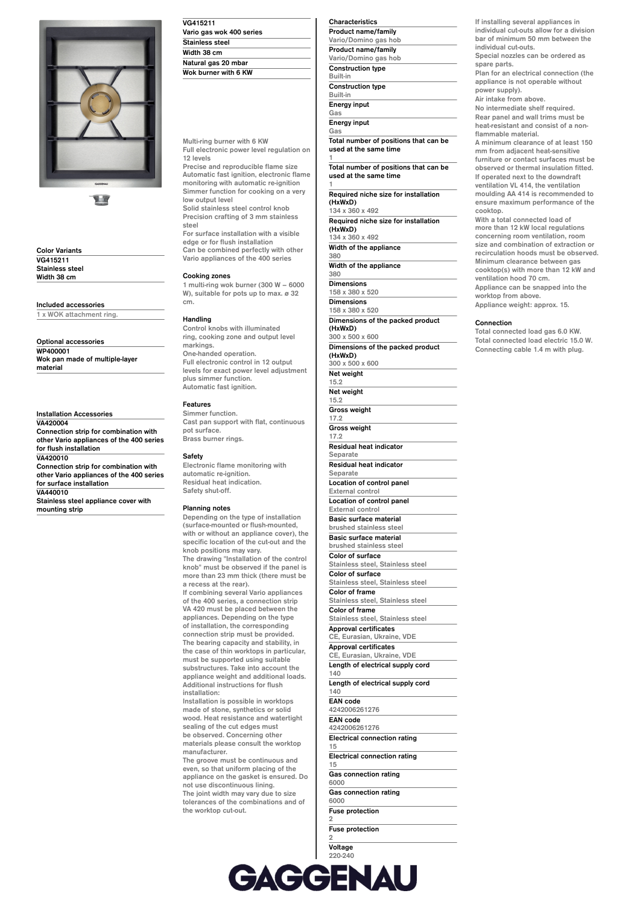## Color Variants

**VG415211**
**Stainless steel**
**Width 38 cm**

## Included accessories

1 x WOK attachment ring.

## Optional accessories

**WP400001**
**Wok pan made of multiple-layer material**

## Installation Accessories

**VA420004**
**Connection strip for combination with other Vario appliances of the 400 series for flush installation**

**VA420010**
**Connection strip for combination with other Vario appliances of the 400 series for surface installation**

**VA440010**
**Stainless steel appliance cover with mounting strip**

# VG415211

**Vario gas wok 400 series**
**Stainless steel**
**Width 38 cm**
**Natural gas 20 mbar**
**Wok burner with 6 KW**

Multi-ring burner with 6 KW
Full electronic power level regulation on 12 levels
Precise and reproducible flame size
Automatic fast ignition, electronic flame monitoring with automatic re-ignition
Simmer function for cooking on a very low output level
Solid stainless steel control knob
Precision crafting of 3 mm stainless steel
For surface installation with a visible edge or for flush installation
Can be combined perfectly with other Vario appliances of the 400 series

### Cooking zones

1 multi-ring wok burner (300 W – 6000 W), suitable for pots up to max. ø 32 cm.

### Handling

Control knobs with illuminated ring, cooking zone and output level markings.
One-handed operation.
Full electronic control in 12 output levels for exact power level adjustment plus simmer function.
Automatic fast ignition.

### Features

Simmer function.
Cast pan support with flat, continuous pot surface.
Brass burner rings.

### Safety

Electronic flame monitoring with automatic re-ignition.
Residual heat indication.
Safety shut-off.

### Planning notes

Depending on the type of installation (surface-mounted or flush-mounted, with or without an appliance cover), the specific location of the cut-out and the knob positions may vary.
The drawing "Installation of the control knob" must be observed if the panel is more than 23 mm thick (there must be a recess at the rear).
If combining several Vario appliances of the 400 series, a connection strip VA 420 must be placed between the appliances. Depending on the type of installation, the corresponding connection strip must be provided.
The bearing capacity and stability, in the case of thin worktops in particular, must be supported using suitable substructures. Take into account the appliance weight and additional loads.
Additional instructions for flush installation:
Installation is possible in worktops made of stone, synthetics or solid wood. Heat resistance and watertight sealing of the cut edges must be observed. Concerning other materials please consult the worktop manufacturer.
The groove must be continuous and even, so that uniform placing of the appliance on the gasket is ensured. Do not use discontinuous lining.
The joint width may vary due to size tolerances of the combinations and of the worktop cut-out.

### Characteristics

| Characteristic | Value |
|---|---|
| Product name/family | Vario/Domino gas hob |
| Product name/family | Vario/Domino gas hob |
| Construction type | Built-in |
| Construction type | Built-in |
| Energy input | Gas |
| Energy input | Gas |
| Total number of positions that can be used at the same time | 1 |
| Total number of positions that can be used at the same time | 1 |
| Required niche size for installation (HxWxD) | 134 x 360 x 492 |
| Required niche size for installation (HxWxD) | 134 x 360 x 492 |
| Width of the appliance | 380 |
| Width of the appliance | 380 |
| Dimensions | 158 x 380 x 520 |
| Dimensions | 158 x 380 x 520 |
| Dimensions of the packed product (HxWxD) | 300 x 500 x 600 |
| Dimensions of the packed product (HxWxD) | 300 x 500 x 600 |
| Net weight | 15.2 |
| Net weight | 15.2 |
| Gross weight | 17.2 |
| Gross weight | 17.2 |
| Residual heat indicator | Separate |
| Residual heat indicator | Separate |
| Location of control panel | External control |
| Location of control panel | External control |
| Basic surface material | brushed stainless steel |
| Basic surface material | brushed stainless steel |
| Color of surface | Stainless steel, Stainless steel |
| Color of surface | Stainless steel, Stainless steel |
| Color of frame | Stainless steel, Stainless steel |
| Color of frame | Stainless steel, Stainless steel |
| Approval certificates | CE, Eurasian, Ukraine, VDE |
| Approval certificates | CE, Eurasian, Ukraine, VDE |
| Length of electrical supply cord | 140 |
| Length of electrical supply cord | 140 |
| EAN code | 4242006261276 |
| EAN code | 4242006261276 |
| Electrical connection rating | 15 |
| Electrical connection rating | 15 |
| Gas connection rating | 6000 |
| Gas connection rating | 6000 |
| Fuse protection | 2 |
| Fuse protection | 2 |
| Voltage | 220-240 |

If installing several appliances in individual cut-outs allow for a division bar of minimum 50 mm between the individual cut-outs.
Special nozzles can be ordered as spare parts.
Plan for an electrical connection (the appliance is not operable without power supply).
Air intake from above.
No intermediate shelf required.
Rear panel and wall trims must be heat-resistant and consist of a non-flammable material.
A minimum clearance of at least 150 mm from adjacent heat-sensitive furniture or contact surfaces must be observed or thermal insulation fitted.
If operated next to the downdraft ventilation VL 414, the ventilation moulding AA 414 is recommended to ensure maximum performance of the cooktop.
With a total connected load of more than 12 kW local regulations concerning room ventilation, room size and combination of extraction or recirculation hoods must be observed.
Minimum clearance between gas cooktop(s) with more than 12 kW and ventilation hood 70 cm.
Appliance can be snapped into the worktop from above.
Appliance weight: approx. 15.

### Connection

Total connected load gas 6.0 KW.
Total connected load electric 15.0 W.
Connecting cable 1.4 m with plug.

GAGGENAU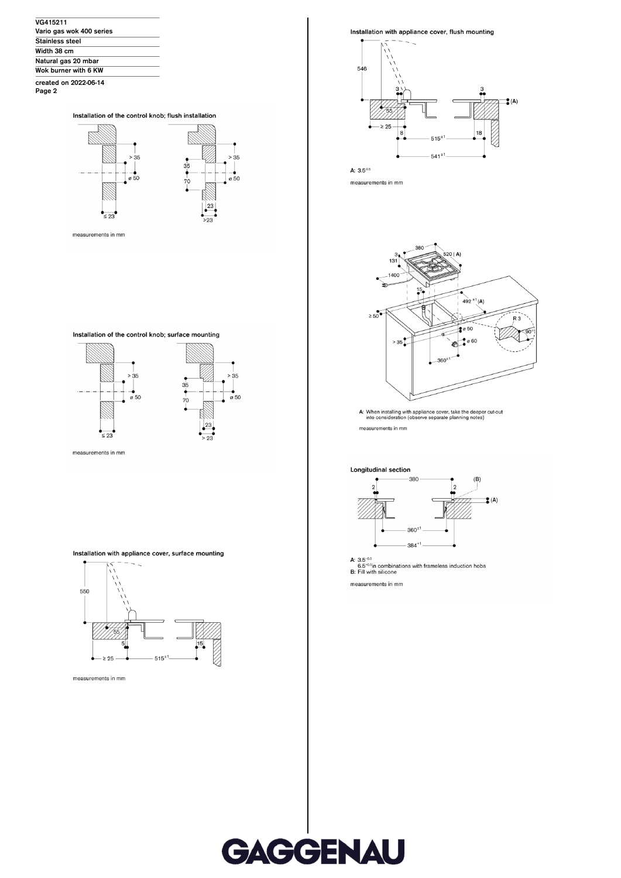VG415211
Vario gas wok 400 series
Stainless steel
Width 38 cm
Natural gas 20 mbar
Wok burner with 6 KW

created on 2022-06-14

### Installation of the control knob; flush installation

measurements in mm

### Installation of the control knob; surface mounting

measurements in mm

### Installation with appliance cover, surface mounting

measurements in mm

### Installation with appliance cover, flush mounting

A: $3.5^{-0.5}$

measurements in mm

A: When installing with appliance cover, take the deeper cut-out into consideration (observe separate planning notes)

measurements in mm

### Longitudinal section

A: $3.5^{-0.5}$
$6.5^{-0.5}$ in combinations with frameless induction hobs
B: Fill with silicone

measurements in mm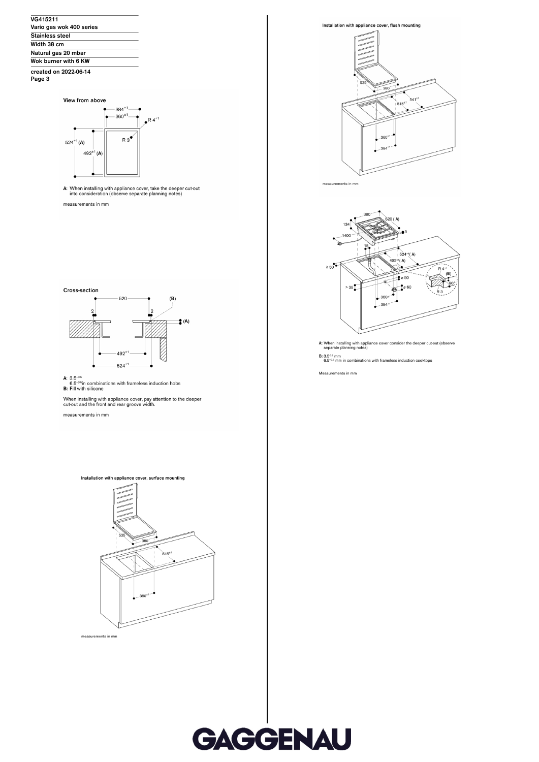VG415211
Vario gas wok 400 series
Stainless steel
Width 38 cm
Natural gas 20 mbar
Wok burner with 6 KW

created on 2022-06-14

Page 3

## View from above

384 $^{+1}$
360 $^{\pm1}$
R 4 $^{+1}$
R 3
524 $^{+1}$ (A)
492 $^{\pm1}$ (A)

**A**: When installing with appliance cover, take the deeper cut-out into consideration (observe separate planning notes)

measurements in mm

## Cross-section

520
(B)
2
2
(A)
492 $^{\pm1}$
524 $^{+1}$

**A**: 3.5 $^{-0.5}$
6.5 $^{+0.5}$ in combinations with frameless induction hobs
**B**: Fill with silicone

When installing with appliance cover, pay attention to the deeper cut-out and the front and rear groove width.

measurements in mm

## Installation with appliance cover, surface mounting

535
380
515 $^{\pm1}$
360 $^{+1}$

measurements in mm

## Installation with appliance cover, flush mounting

535
380
541 $^{+1}$
515 $^{\pm1}$
360 $^{\pm1}$
384 $^{+1}$

measurements in mm

380
520 (A)
134
1400
3
15
524 $^{+1}$ (A)
492 $^{\pm1}$ (A)
≥ 50
R 4 $^{+1}$
(B)
90°
R 3
> 35
ø 50
ø 60
360 $^{\pm1}$
384 $^{+1}$

**A**: When installing with appliance cover consider the deeper cut-out (observe separate planning notes)

**B**: 3.5 $^{-0.5}$ mm
6.5 $^{+0.5}$ mm in combinations with frameless induction cooktops

Measurements in mm